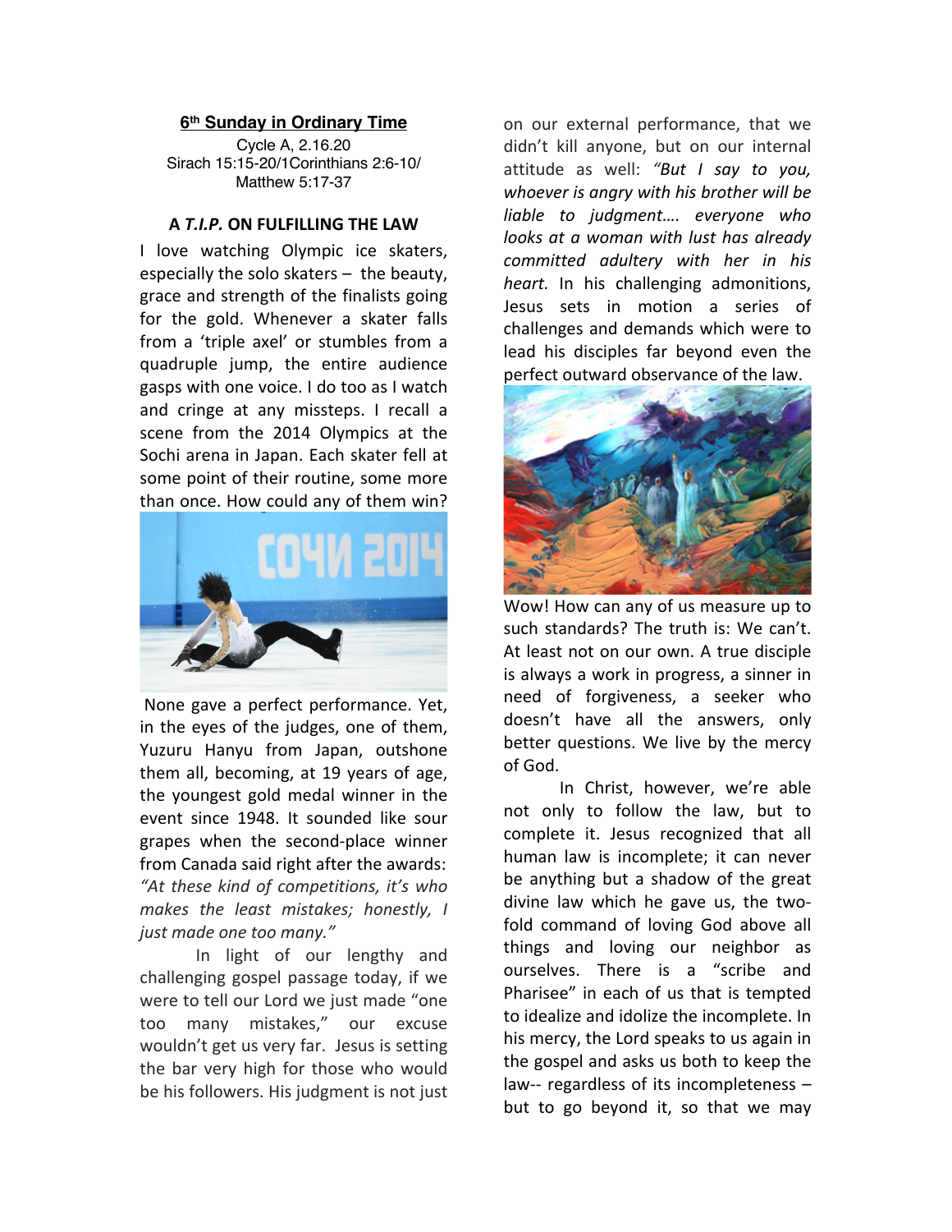## 6th Sunday in Ordinary Time

Cycle A, 2.16.20
Sirach 15:15-20/1Corinthians 2:6-10/
Matthew 5:17-37

### A *T.I.P.* ON FULFILLING THE LAW

I love watching Olympic ice skaters, especially the solo skaters – the beauty, grace and strength of the finalists going for the gold. Whenever a skater falls from a 'triple axel' or stumbles from a quadruple jump, the entire audience gasps with one voice. I do too as I watch and cringe at any missteps. I recall a scene from the 2014 Olympics at the Sochi arena in Japan. Each skater fell at some point of their routine, some more than once. How could any of them win?

None gave a perfect performance. Yet, in the eyes of the judges, one of them, Yuzuru Hanyu from Japan, outshone them all, becoming, at 19 years of age, the youngest gold medal winner in the event since 1948. It sounded like sour grapes when the second-place winner from Canada said right after the awards: *"At these kind of competitions, it's who makes the least mistakes; honestly, I just made one too many."*

In light of our lengthy and challenging gospel passage today, if we were to tell our Lord we just made "one too many mistakes," our excuse wouldn't get us very far. Jesus is setting the bar very high for those who would be his followers. His judgment is not just on our external performance, that we didn't kill anyone, but on our internal attitude as well: *"But I say to you, whoever is angry with his brother will be liable to judgment…. everyone who looks at a woman with lust has already committed adultery with her in his heart.* In his challenging admonitions, Jesus sets in motion a series of challenges and demands which were to lead his disciples far beyond even the perfect outward observance of the law.

Wow! How can any of us measure up to such standards? The truth is: We can't. At least not on our own. A true disciple is always a work in progress, a sinner in need of forgiveness, a seeker who doesn't have all the answers, only better questions. We live by the mercy of God.

In Christ, however, we're able not only to follow the law, but to complete it. Jesus recognized that all human law is incomplete; it can never be anything but a shadow of the great divine law which he gave us, the two-fold command of loving God above all things and loving our neighbor as ourselves. There is a "scribe and Pharisee" in each of us that is tempted to idealize and idolize the incomplete. In his mercy, the Lord speaks to us again in the gospel and asks us both to keep the law-- regardless of its incompleteness – but to go beyond it, so that we may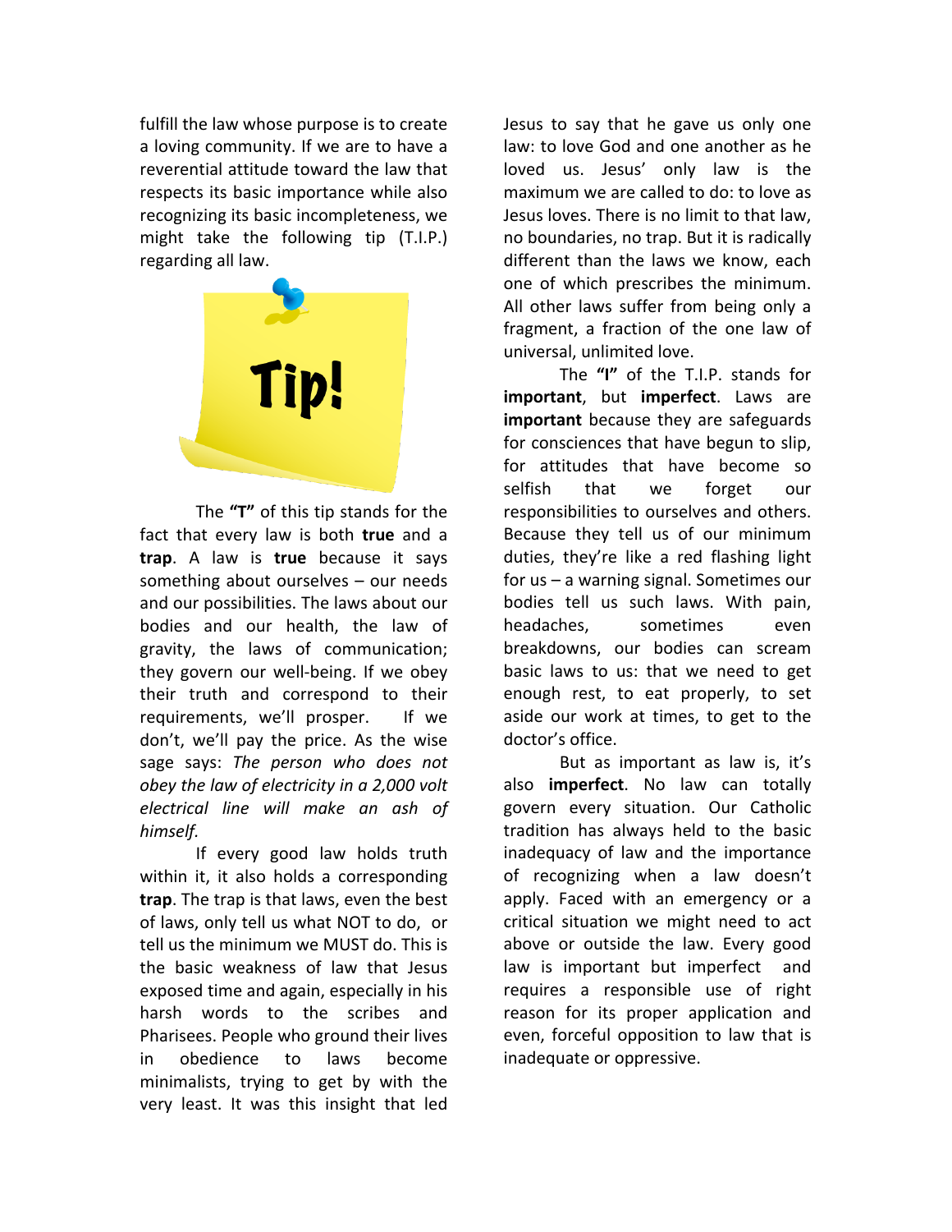fulfill the law whose purpose is to create a loving community. If we are to have a reverential attitude toward the law that respects its basic importance while also recognizing its basic incompleteness, we might take the following tip (T.I.P.) regarding all law.

Tip!

The **"T"** of this tip stands for the fact that every law is both **true** and a **trap**. A law is **true** because it says something about ourselves – our needs and our possibilities. The laws about our bodies and our health, the law of gravity, the laws of communication; they govern our well-being. If we obey their truth and correspond to their requirements, we'll prosper. If we don't, we'll pay the price. As the wise sage says: *The person who does not obey the law of electricity in a 2,000 volt electrical line will make an ash of himself.*

If every good law holds truth within it, it also holds a corresponding **trap**. The trap is that laws, even the best of laws, only tell us what NOT to do, or tell us the minimum we MUST do. This is the basic weakness of law that Jesus exposed time and again, especially in his harsh words to the scribes and Pharisees. People who ground their lives in obedience to laws become minimalists, trying to get by with the very least. It was this insight that led Jesus to say that he gave us only one law: to love God and one another as he loved us. Jesus' only law is the maximum we are called to do: to love as Jesus loves. There is no limit to that law, no boundaries, no trap. But it is radically different than the laws we know, each one of which prescribes the minimum. All other laws suffer from being only a fragment, a fraction of the one law of universal, unlimited love.

The **"I"** of the T.I.P. stands for **important**, but **imperfect**. Laws are **important** because they are safeguards for consciences that have begun to slip, for attitudes that have become so selfish that we forget our responsibilities to ourselves and others. Because they tell us of our minimum duties, they're like a red flashing light for us – a warning signal. Sometimes our bodies tell us such laws. With pain, headaches, sometimes even breakdowns, our bodies can scream basic laws to us: that we need to get enough rest, to eat properly, to set aside our work at times, to get to the doctor's office.

But as important as law is, it's also **imperfect**. No law can totally govern every situation. Our Catholic tradition has always held to the basic inadequacy of law and the importance of recognizing when a law doesn't apply. Faced with an emergency or a critical situation we might need to act above or outside the law. Every good law is important but imperfect and requires a responsible use of right reason for its proper application and even, forceful opposition to law that is inadequate or oppressive.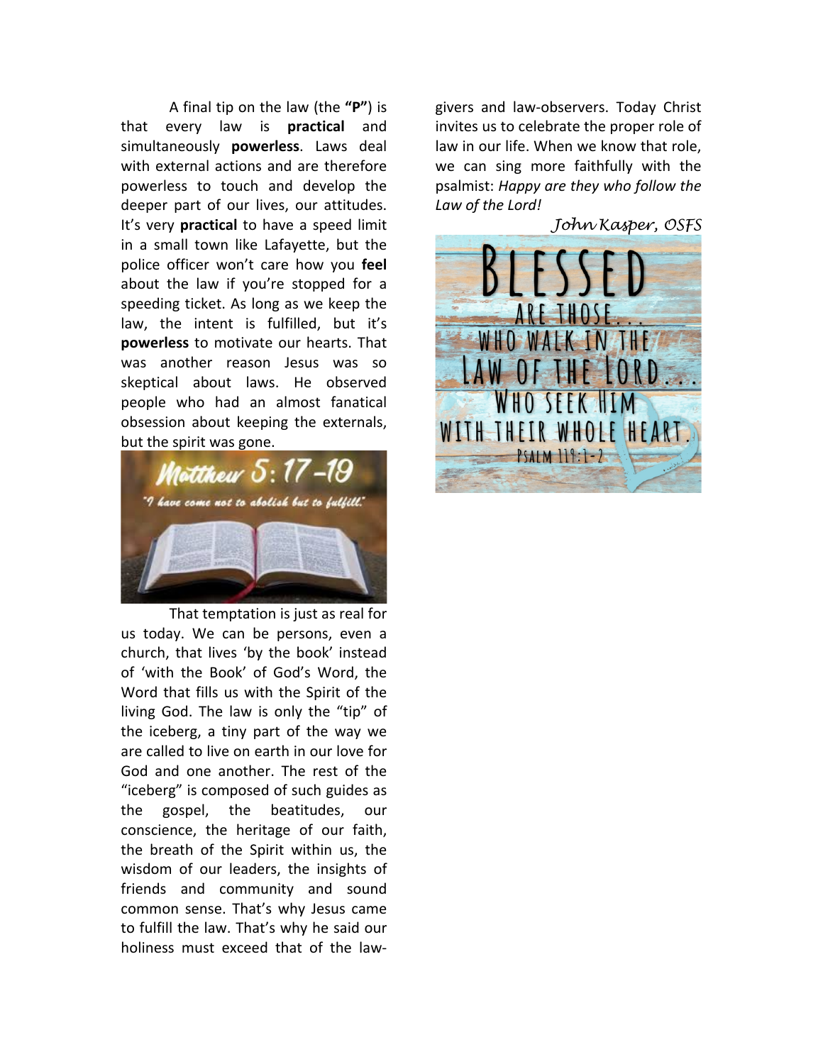A final tip on the law (the **"P"**) is that every law is **practical** and simultaneously **powerless**. Laws deal with external actions and are therefore powerless to touch and develop the deeper part of our lives, our attitudes. It's very **practical** to have a speed limit in a small town like Lafayette, but the police officer won't care how you **feel** about the law if you're stopped for a speeding ticket. As long as we keep the law, the intent is fulfilled, but it's **powerless** to motivate our hearts. That was another reason Jesus was so skeptical about laws. He observed people who had an almost fanatical obsession about keeping the externals, but the spirit was gone.

That temptation is just as real for us today. We can be persons, even a church, that lives 'by the book' instead of 'with the Book' of God's Word, the Word that fills us with the Spirit of the living God. The law is only the "tip" of the iceberg, a tiny part of the way we are called to live on earth in our love for God and one another. The rest of the "iceberg" is composed of such guides as the gospel, the beatitudes, our conscience, the heritage of our faith, the breath of the Spirit within us, the wisdom of our leaders, the insights of friends and community and sound common sense. That's why Jesus came to fulfill the law. That's why he said our holiness must exceed that of the law-givers and law-observers. Today Christ invites us to celebrate the proper role of law in our life. When we know that role, we can sing more faithfully with the psalmist: *Happy are they who follow the Law of the Lord!*

*John Kasper, OSFS*